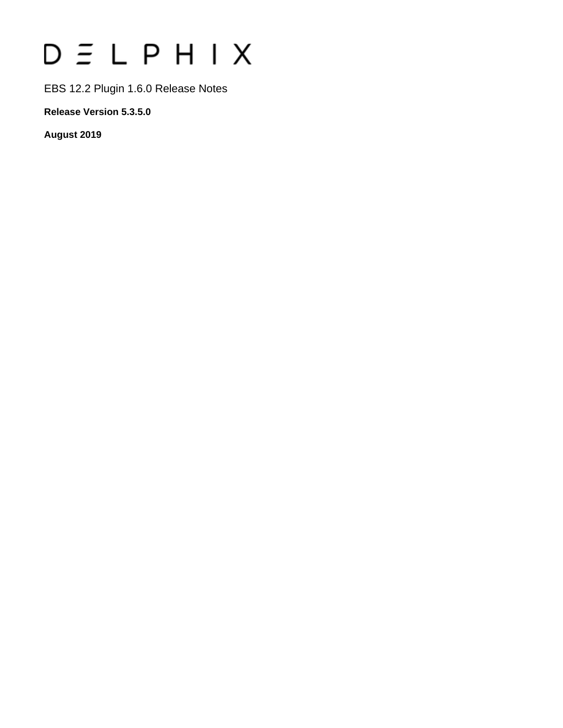# DELPHIX

EBS 12.2 Plugin 1.6.0 Release Notes

**Release Version 5.3.5.0**

**August 2019**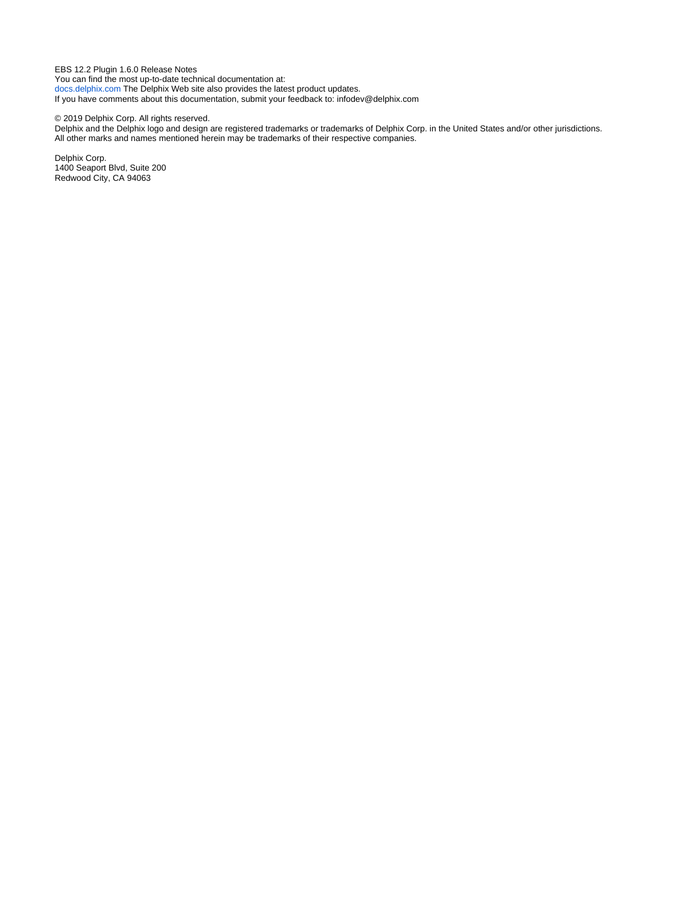EBS 12.2 Plugin 1.6.0 Release Notes
You can find the most up-to-date technical documentation at:
docs.delphix.com The Delphix Web site also provides the latest product updates.
If you have comments about this documentation, submit your feedback to: infodev@delphix.com

© 2019 Delphix Corp. All rights reserved.
Delphix and the Delphix logo and design are registered trademarks or trademarks of Delphix Corp. in the United States and/or other jurisdictions.
All other marks and names mentioned herein may be trademarks of their respective companies.

Delphix Corp.
1400 Seaport Blvd, Suite 200
Redwood City, CA 94063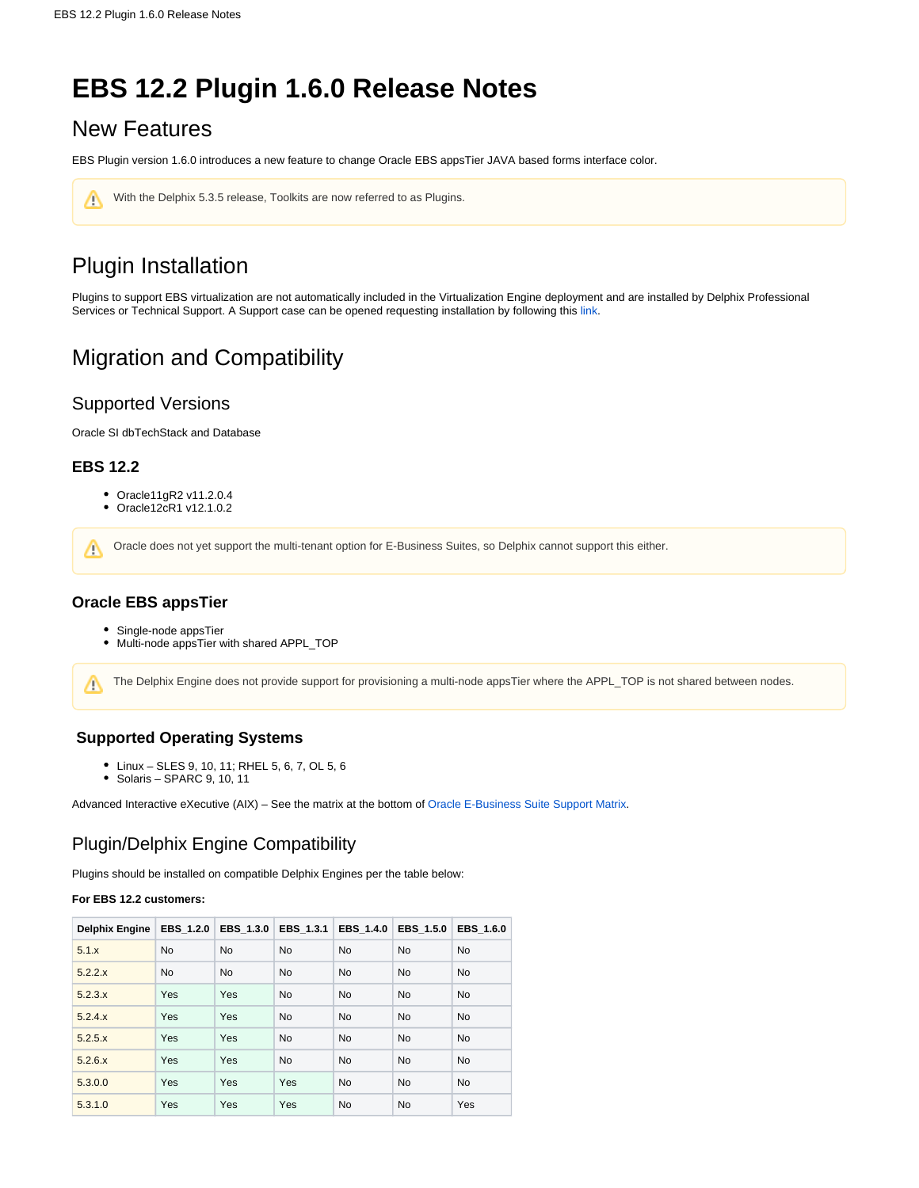# EBS 12.2 Plugin 1.6.0 Release Notes

## New Features

EBS Plugin version 1.6.0 introduces a new feature to change Oracle EBS appsTier JAVA based forms interface color.

> With the Delphix 5.3.5 release, Toolkits are now referred to as Plugins.

## Plugin Installation

Plugins to support EBS virtualization are not automatically included in the Virtualization Engine deployment and are installed by Delphix Professional Services or Technical Support. A Support case can be opened requesting installation by following this link.

## Migration and Compatibility

### Supported Versions

Oracle SI dbTechStack and Database

#### EBS 12.2

- Oracle11gR2 v11.2.0.4
- Oracle12cR1 v12.1.0.2

> Oracle does not yet support the multi-tenant option for E-Business Suites, so Delphix cannot support this either.

#### Oracle EBS appsTier

- Single-node appsTier
- Multi-node appsTier with shared APPL_TOP

> The Delphix Engine does not provide support for provisioning a multi-node appsTier where the APPL_TOP is not shared between nodes.

#### Supported Operating Systems

- Linux – SLES 9, 10, 11; RHEL 5, 6, 7, OL 5, 6
- Solaris – SPARC 9, 10, 11

Advanced Interactive eXecutive (AIX) – See the matrix at the bottom of Oracle E-Business Suite Support Matrix.

### Plugin/Delphix Engine Compatibility

Plugins should be installed on compatible Delphix Engines per the table below:

**For EBS 12.2 customers:**

| Delphix Engine | EBS_1.2.0 | EBS_1.3.0 | EBS_1.3.1 | EBS_1.4.0 | EBS_1.5.0 | EBS_1.6.0 |
|---|---|---|---|---|---|---|
| 5.1.x | No | No | No | No | No | No |
| 5.2.2.x | No | No | No | No | No | No |
| 5.2.3.x | Yes | Yes | No | No | No | No |
| 5.2.4.x | Yes | Yes | No | No | No | No |
| 5.2.5.x | Yes | Yes | No | No | No | No |
| 5.2.6.x | Yes | Yes | No | No | No | No |
| 5.3.0.0 | Yes | Yes | Yes | No | No | No |
| 5.3.1.0 | Yes | Yes | Yes | No | No | Yes |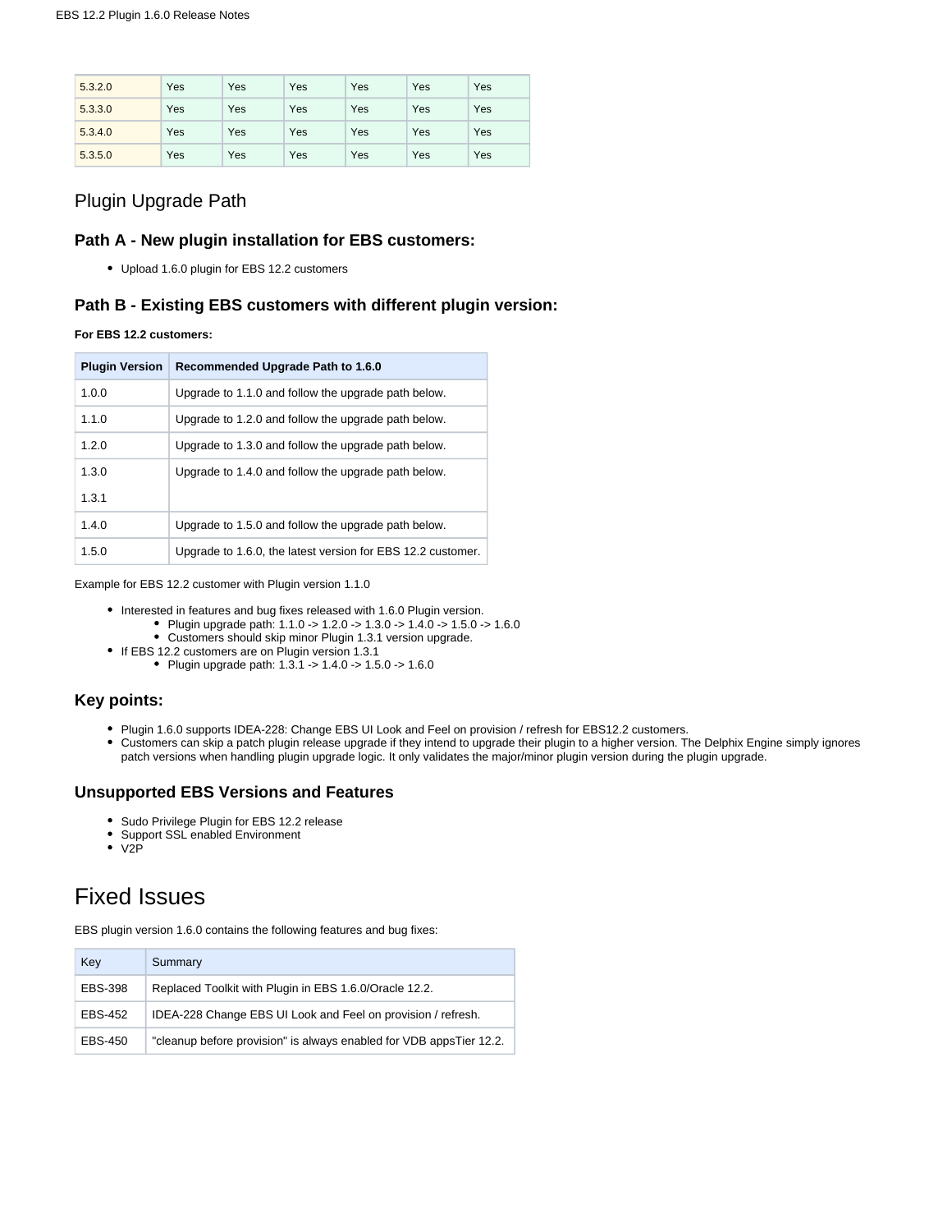| | | | | | | |
|---|---|---|---|---|---|---|
| 5.3.2.0 | Yes | Yes | Yes | Yes | Yes | Yes |
| 5.3.3.0 | Yes | Yes | Yes | Yes | Yes | Yes |
| 5.3.4.0 | Yes | Yes | Yes | Yes | Yes | Yes |
| 5.3.5.0 | Yes | Yes | Yes | Yes | Yes | Yes |

# Plugin Upgrade Path

### Path A - New plugin installation for EBS customers:

- Upload 1.6.0 plugin for EBS 12.2 customers

### Path B - Existing EBS customers with different plugin version:

**For EBS 12.2 customers:**

| Plugin Version | Recommended Upgrade Path to 1.6.0 |
|---|---|
| 1.0.0 | Upgrade to 1.1.0 and follow the upgrade path below. |
| 1.1.0 | Upgrade to 1.2.0 and follow the upgrade path below. |
| 1.2.0 | Upgrade to 1.3.0 and follow the upgrade path below. |
| 1.3.0<br>1.3.1 | Upgrade to 1.4.0 and follow the upgrade path below. |
| 1.4.0 | Upgrade to 1.5.0 and follow the upgrade path below. |
| 1.5.0 | Upgrade to 1.6.0, the latest version for EBS 12.2 customer. |

Example for EBS 12.2 customer with Plugin version 1.1.0

- Interested in features and bug fixes released with 1.6.0 Plugin version.
  - Plugin upgrade path: 1.1.0 -> 1.2.0 -> 1.3.0 -> 1.4.0 -> 1.5.0 -> 1.6.0
  - Customers should skip minor Plugin 1.3.1 version upgrade.
- If EBS 12.2 customers are on Plugin version 1.3.1
  - Plugin upgrade path: 1.3.1 -> 1.4.0 -> 1.5.0 -> 1.6.0

### Key points:

- Plugin 1.6.0 supports IDEA-228: Change EBS UI Look and Feel on provision / refresh for EBS12.2 customers.
- Customers can skip a patch plugin release upgrade if they intend to upgrade their plugin to a higher version. The Delphix Engine simply ignores patch versions when handling plugin upgrade logic. It only validates the major/minor plugin version during the plugin upgrade.

### Unsupported EBS Versions and Features

- Sudo Privilege Plugin for EBS 12.2 release
- Support SSL enabled Environment
- V2P

# Fixed Issues

EBS plugin version 1.6.0 contains the following features and bug fixes:

| Key | Summary |
|---|---|
| EBS-398 | Replaced Toolkit with Plugin in EBS 1.6.0/Oracle 12.2. |
| EBS-452 | IDEA-228 Change EBS UI Look and Feel on provision / refresh. |
| EBS-450 | "cleanup before provision" is always enabled for VDB appsTier 12.2. |